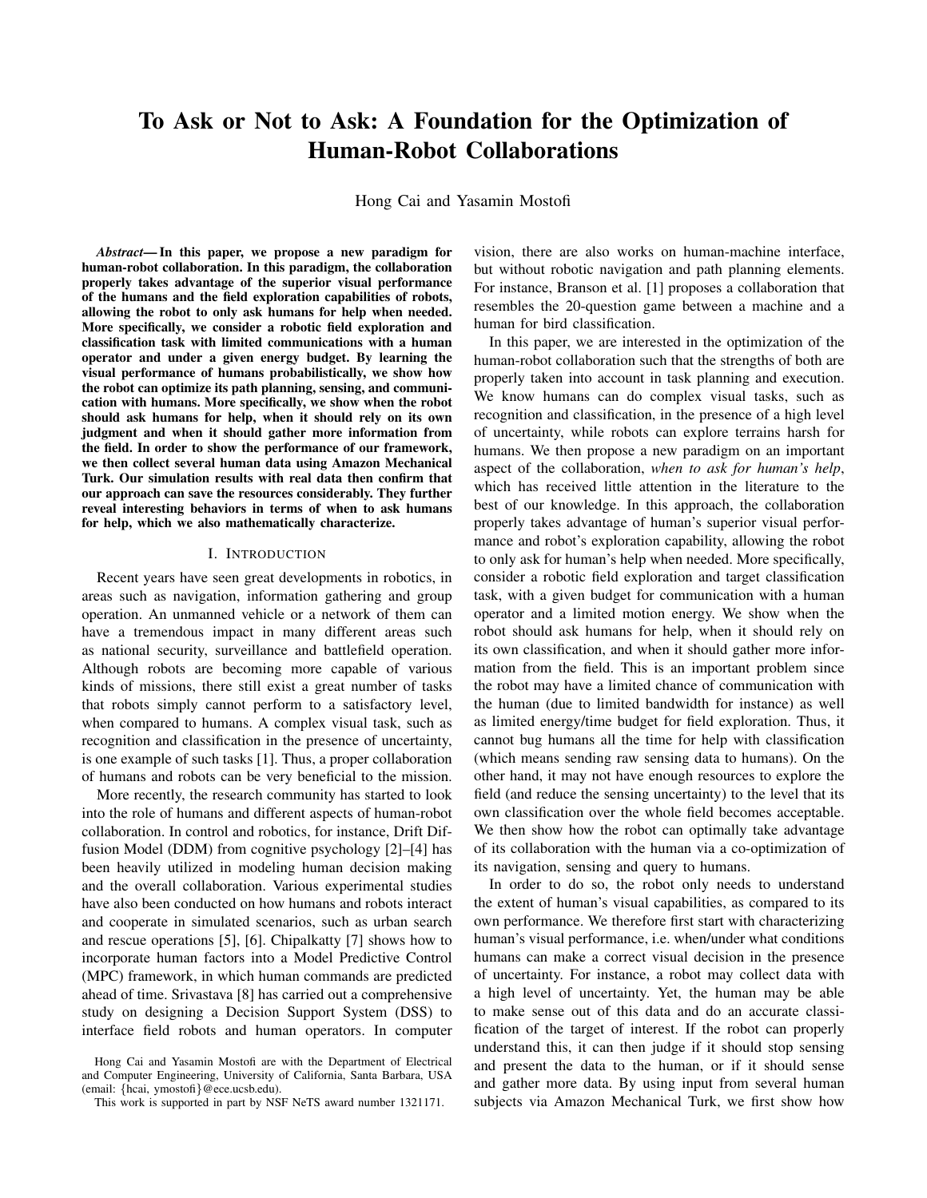# To Ask or Not to Ask: A Foundation for the Optimization of Human-Robot Collaborations

Hong Cai and Yasamin Mostofi

***Abstract*— In this paper, we propose a new paradigm for human-robot collaboration. In this paradigm, the collaboration properly takes advantage of the superior visual performance of the humans and the field exploration capabilities of robots, allowing the robot to only ask humans for help when needed. More specifically, we consider a robotic field exploration and classification task with limited communications with a human operator and under a given energy budget. By learning the visual performance of humans probabilistically, we show how the robot can optimize its path planning, sensing, and communication with humans. More specifically, we show when the robot should ask humans for help, when it should rely on its own judgment and when it should gather more information from the field. In order to show the performance of our framework, we then collect several human data using Amazon Mechanical Turk. Our simulation results with real data then confirm that our approach can save the resources considerably. They further reveal interesting behaviors in terms of when to ask humans for help, which we also mathematically characterize.**

## I. Introduction

Recent years have seen great developments in robotics, in areas such as navigation, information gathering and group operation. An unmanned vehicle or a network of them can have a tremendous impact in many different areas such as national security, surveillance and battlefield operation. Although robots are becoming more capable of various kinds of missions, there still exist a great number of tasks that robots simply cannot perform to a satisfactory level, when compared to humans. A complex visual task, such as recognition and classification in the presence of uncertainty, is one example of such tasks [1]. Thus, a proper collaboration of humans and robots can be very beneficial to the mission.

More recently, the research community has started to look into the role of humans and different aspects of human-robot collaboration. In control and robotics, for instance, Drift Diffusion Model (DDM) from cognitive psychology [2]–[4] has been heavily utilized in modeling human decision making and the overall collaboration. Various experimental studies have also been conducted on how humans and robots interact and cooperate in simulated scenarios, such as urban search and rescue operations [5], [6]. Chipalkatty [7] shows how to incorporate human factors into a Model Predictive Control (MPC) framework, in which human commands are predicted ahead of time. Srivastava [8] has carried out a comprehensive study on designing a Decision Support System (DSS) to interface field robots and human operators. In computer vision, there are also works on human-machine interface, but without robotic navigation and path planning elements. For instance, Branson et al. [1] proposes a collaboration that resembles the 20-question game between a machine and a human for bird classification.

In this paper, we are interested in the optimization of the human-robot collaboration such that the strengths of both are properly taken into account in task planning and execution. We know humans can do complex visual tasks, such as recognition and classification, in the presence of a high level of uncertainty, while robots can explore terrains harsh for humans. We then propose a new paradigm on an important aspect of the collaboration, *when to ask for human's help*, which has received little attention in the literature to the best of our knowledge. In this approach, the collaboration properly takes advantage of human's superior visual performance and robot's exploration capability, allowing the robot to only ask for human's help when needed. More specifically, consider a robotic field exploration and target classification task, with a given budget for communication with a human operator and a limited motion energy. We show when the robot should ask humans for help, when it should rely on its own classification, and when it should gather more information from the field. This is an important problem since the robot may have a limited chance of communication with the human (due to limited bandwidth for instance) as well as limited energy/time budget for field exploration. Thus, it cannot bug humans all the time for help with classification (which means sending raw sensing data to humans). On the other hand, it may not have enough resources to explore the field (and reduce the sensing uncertainty) to the level that its own classification over the whole field becomes acceptable. We then show how the robot can optimally take advantage of its collaboration with the human via a co-optimization of its navigation, sensing and query to humans.

In order to do so, the robot only needs to understand the extent of human's visual capabilities, as compared to its own performance. We therefore first start with characterizing human's visual performance, i.e. when/under what conditions humans can make a correct visual decision in the presence of uncertainty. For instance, a robot may collect data with a high level of uncertainty. Yet, the human may be able to make sense out of this data and do an accurate classification of the target of interest. If the robot can properly understand this, it can then judge if it should stop sensing and present the data to the human, or if it should sense and gather more data. By using input from several human subjects via Amazon Mechanical Turk, we first show how

Hong Cai and Yasamin Mostofi are with the Department of Electrical and Computer Engineering, University of California, Santa Barbara, USA (email: {hcai, ymostofi}@ece.ucsb.edu).

This work is supported in part by NSF NeTS award number 1321171.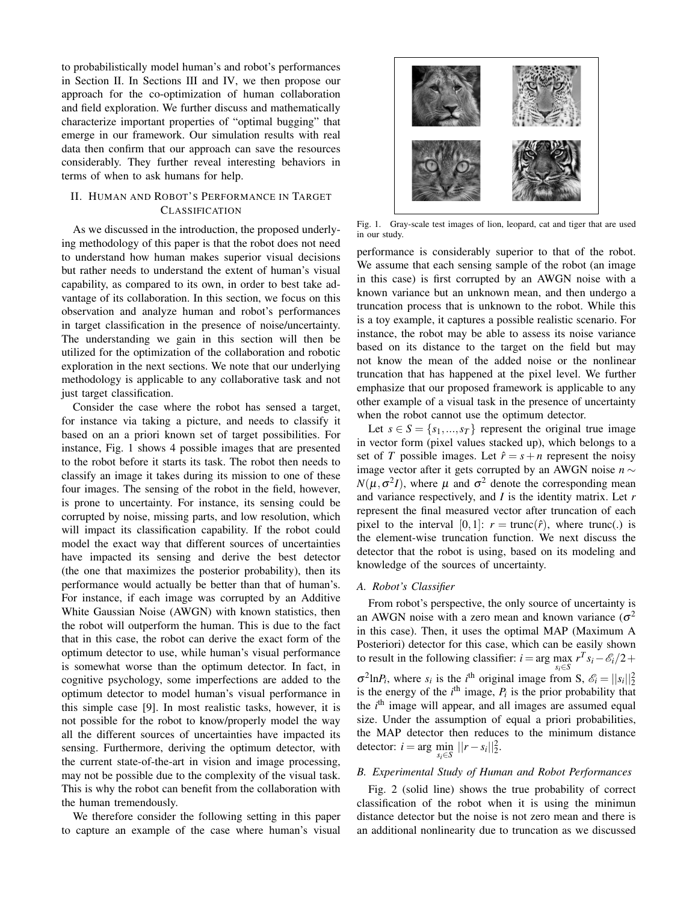to probabilistically model human's and robot's performances in Section II. In Sections III and IV, we then propose our approach for the co-optimization of human collaboration and field exploration. We further discuss and mathematically characterize important properties of "optimal bugging" that emerge in our framework. Our simulation results with real data then confirm that our approach can save the resources considerably. They further reveal interesting behaviors in terms of when to ask humans for help.

## II. Human and Robot's Performance in Target Classification

As we discussed in the introduction, the proposed underlying methodology of this paper is that the robot does not need to understand how human makes superior visual decisions but rather needs to understand the extent of human's visual capability, as compared to its own, in order to best take advantage of its collaboration. In this section, we focus on this observation and analyze human and robot's performances in target classification in the presence of noise/uncertainty. The understanding we gain in this section will then be utilized for the optimization of the collaboration and robotic exploration in the next sections. We note that our underlying methodology is applicable to any collaborative task and not just target classification.

Consider the case where the robot has sensed a target, for instance via taking a picture, and needs to classify it based on an a priori known set of target possibilities. For instance, Fig. 1 shows 4 possible images that are presented to the robot before it starts its task. The robot then needs to classify an image it takes during its mission to one of these four images. The sensing of the robot in the field, however, is prone to uncertainty. For instance, its sensing could be corrupted by noise, missing parts, and low resolution, which will impact its classification capability. If the robot could model the exact way that different sources of uncertainties have impacted its sensing and derive the best detector (the one that maximizes the posterior probability), then its performance would actually be better than that of human's. For instance, if each image was corrupted by an Additive White Gaussian Noise (AWGN) with known statistics, then the robot will outperform the human. This is due to the fact that in this case, the robot can derive the exact form of the optimum detector to use, while human's visual performance is somewhat worse than the optimum detector. In fact, in cognitive psychology, some imperfections are added to the optimum detector to model human's visual performance in this simple case [9]. In most realistic tasks, however, it is not possible for the robot to know/properly model the way all the different sources of uncertainties have impacted its sensing. Furthermore, deriving the optimum detector, with the current state-of-the-art in vision and image processing, may not be possible due to the complexity of the visual task. This is why the robot can benefit from the collaboration with the human tremendously.

We therefore consider the following setting in this paper to capture an example of the case where human's visual performance is considerably superior to that of the robot. We assume that each sensing sample of the robot (an image in this case) is first corrupted by an AWGN noise with a known variance but an unknown mean, and then undergo a truncation process that is unknown to the robot. While this is a toy example, it captures a possible realistic scenario. For instance, the robot may be able to assess its noise variance based on its distance to the target on the field but may not know the mean of the added noise or the nonlinear truncation that has happened at the pixel level. We further emphasize that our proposed framework is applicable to any other example of a visual task in the presence of uncertainty when the robot cannot use the optimum detector.

Fig. 1. Gray-scale test images of lion, leopard, cat and tiger that are used in our study.

Let $s \in S = \{s_1, ..., s_T\}$ represent the original true image in vector form (pixel values stacked up), which belongs to a set of $T$ possible images. Let $\hat{r} = s + n$ represent the noisy image vector after it gets corrupted by an AWGN noise $n \sim N(\mu, \sigma^2 I)$, where $\mu$ and $\sigma^2$ denote the corresponding mean and variance respectively, and $I$ is the identity matrix. Let $r$ represent the final measured vector after truncation of each pixel to the interval $[0,1]$: $r = \text{trunc}(\hat{r})$, where trunc(.) is the element-wise truncation function. We next discuss the detector that the robot is using, based on its modeling and knowledge of the sources of uncertainty.

### A. Robot's Classifier

From robot's perspective, the only source of uncertainty is an AWGN noise with a zero mean and known variance ($\sigma^2$ in this case). Then, it uses the optimal MAP (Maximum A Posteriori) detector for this case, which can be easily shown to result in the following classifier: $i = \arg\max_{s_i \in S} r^T s_i - \mathscr{E}_i/2 + \sigma^2 \ln P_i$, where $s_i$ is the $i^{\text{th}}$ original image from S, $\mathscr{E}_i = ||s_i||_2^2$ is the energy of the $i^{\text{th}}$ image, $P_i$ is the prior probability that the $i^{\text{th}}$ image will appear, and all images are assumed equal size. Under the assumption of equal a priori probabilities, the MAP detector then reduces to the minimum distance detector: $i = \arg\min_{s_i \in S} ||r - s_i||_2^2$.

### B. Experimental Study of Human and Robot Performances

Fig. 2 (solid line) shows the true probability of correct classification of the robot when it is using the minimun distance detector but the noise is not zero mean and there is an additional nonlinearity due to truncation as we discussed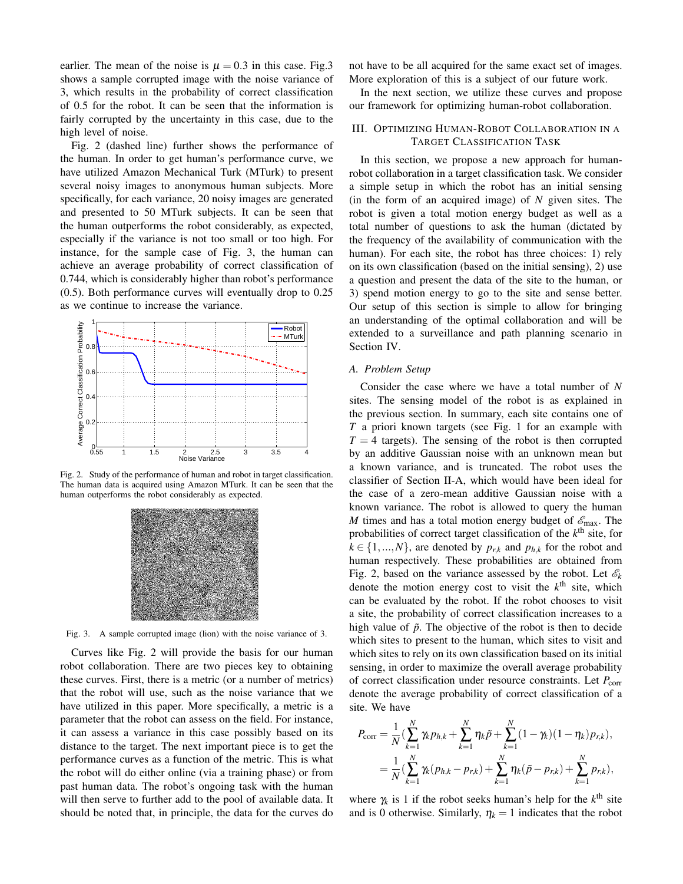earlier. The mean of the noise is $\mu = 0.3$ in this case. Fig.3 shows a sample corrupted image with the noise variance of 3, which results in the probability of correct classification of 0.5 for the robot. It can be seen that the information is fairly corrupted by the uncertainty in this case, due to the high level of noise.

Fig. 2 (dashed line) further shows the performance of the human. In order to get human's performance curve, we have utilized Amazon Mechanical Turk (MTurk) to present several noisy images to anonymous human subjects. More specifically, for each variance, 20 noisy images are generated and presented to 50 MTurk subjects. It can be seen that the human outperforms the robot considerably, as expected, especially if the variance is not too small or too high. For instance, for the sample case of Fig. 3, the human can achieve an average probability of correct classification of 0.744, which is considerably higher than robot's performance (0.5). Both performance curves will eventually drop to 0.25 as we continue to increase the variance.

Fig. 2. Study of the performance of human and robot in target classification. The human data is acquired using Amazon MTurk. It can be seen that the human outperforms the robot considerably as expected.

Fig. 3. A sample corrupted image (lion) with the noise variance of 3.

Curves like Fig. 2 will provide the basis for our human robot collaboration. There are two pieces key to obtaining these curves. First, there is a metric (or a number of metrics) that the robot will use, such as the noise variance that we have utilized in this paper. More specifically, a metric is a parameter that the robot can assess on the field. For instance, it can assess a variance in this case possibly based on its distance to the target. The next important piece is to get the performance curves as a function of the metric. This is what the robot will do either online (via a training phase) or from past human data. The robot's ongoing task with the human will then serve to further add to the pool of available data. It should be noted that, in principle, the data for the curves do not have to be all acquired for the same exact set of images. More exploration of this is a subject of our future work.

In the next section, we utilize these curves and propose our framework for optimizing human-robot collaboration.

## III. Optimizing Human-Robot Collaboration in a Target Classification Task

In this section, we propose a new approach for human-robot collaboration in a target classification task. We consider a simple setup in which the robot has an initial sensing (in the form of an acquired image) of $N$ given sites. The robot is given a total motion energy budget as well as a total number of questions to ask the human (dictated by the frequency of the availability of communication with the human). For each site, the robot has three choices: 1) rely on its own classification (based on the initial sensing), 2) use a question and present the data of the site to the human, or 3) spend motion energy to go to the site and sense better. Our setup of this section is simple to allow for bringing an understanding of the optimal collaboration and will be extended to a surveillance and path planning scenario in Section IV.

### *A. Problem Setup*

Consider the case where we have a total number of $N$ sites. The sensing model of the robot is as explained in the previous section. In summary, each site contains one of $T$ a priori known targets (see Fig. 1 for an example with $T = 4$ targets). The sensing of the robot is then corrupted by an additive Gaussian noise with an unknown mean but a known variance, and is truncated. The robot uses the classifier of Section II-A, which would have been ideal for the case of a zero-mean additive Gaussian noise with a known variance. The robot is allowed to query the human $M$ times and has a total motion energy budget of $\mathscr{E}_{\max}$. The probabilities of correct target classification of the $k^{\text{th}}$ site, for $k \in \{1,...,N\}$, are denoted by $p_{r,k}$ and $p_{h,k}$ for the robot and human respectively. These probabilities are obtained from Fig. 2, based on the variance assessed by the robot. Let $\mathscr{E}_k$ denote the motion energy cost to visit the $k^{\text{th}}$ site, which can be evaluated by the robot. If the robot chooses to visit a site, the probability of correct classification increases to a high value of $\tilde{p}$. The objective of the robot is then to decide which sites to present to the human, which sites to visit and which sites to rely on its own classification based on its initial sensing, in order to maximize the overall average probability of correct classification under resource constraints. Let $P_{\text{corr}}$ denote the average probability of correct classification of a site. We have

$$
\begin{aligned}
P_{\text{corr}} &= \frac{1}{N}\Big(\sum_{k=1}^{N} \gamma_k p_{h,k} + \sum_{k=1}^{N} \eta_k \tilde{p} + \sum_{k=1}^{N} (1-\gamma_k)(1-\eta_k) p_{r,k}\Big), \\
&= \frac{1}{N}\Big(\sum_{k=1}^{N} \gamma_k (p_{h,k} - p_{r,k}) + \sum_{k=1}^{N} \eta_k (\tilde{p} - p_{r,k}) + \sum_{k=1}^{N} p_{r,k}\Big),
\end{aligned}
$$

where $\gamma_k$ is 1 if the robot seeks human's help for the $k^{\text{th}}$ site and is 0 otherwise. Similarly, $\eta_k = 1$ indicates that the robot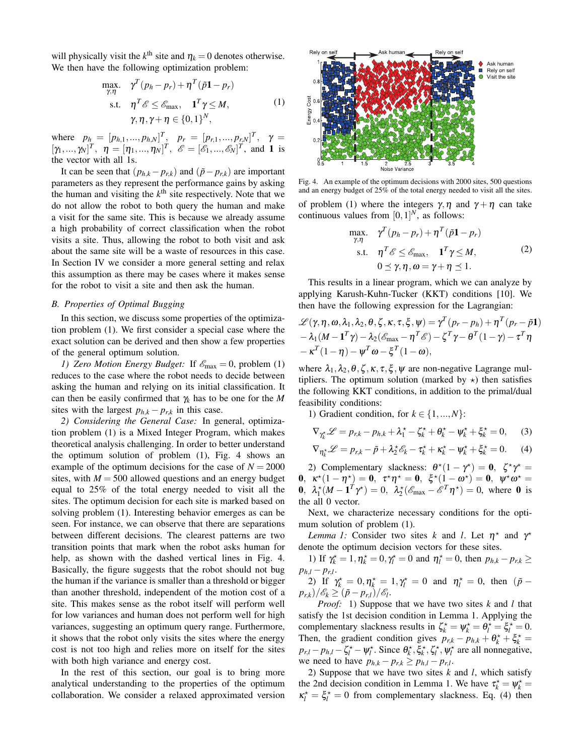will physically visit the $k^{\text{th}}$ site and $\eta_k = 0$ denotes otherwise. We then have the following optimization problem:

$$
\begin{aligned}
\max_{\gamma,\eta} \quad & \gamma^T(p_h - p_r) + \eta^T(\tilde{p}\mathbf{1} - p_r) \\
\text{s.t.} \quad & \eta^T \mathscr{E} \leq \mathscr{E}_{\max}, \quad \mathbf{1}^T\gamma \leq M, \\
& \gamma, \eta, \gamma + \eta \in \{0,1\}^N,
\end{aligned}
\tag{1}
$$

where $p_h = [p_{h,1}, ..., p_{h,N}]^T$, $p_r = [p_{r,1}, ..., p_{r,N}]^T$, $\gamma = [\gamma_1, ..., \gamma_N]^T$, $\eta = [\eta_1, ..., \eta_N]^T$, $\mathscr{E} = [\mathscr{E}_1, ..., \mathscr{E}_N]^T$, and $\mathbf{1}$ is the vector with all 1s.

It can be seen that $(p_{h,k} - p_{r,k})$ and $(\tilde{p} - p_{r,k})$ are important parameters as they represent the performance gains by asking the human and visiting the $k^{\text{th}}$ site respectively. Note that we do not allow the robot to both query the human and make a visit for the same site. This is because we already assume a high probability of correct classification when the robot visits a site. Thus, allowing the robot to both visit and ask about the same site will be a waste of resources in this case. In Section IV we consider a more general setting and relax this assumption as there may be cases where it makes sense for the robot to visit a site and then ask the human.

### B. Properties of Optimal Bugging

In this section, we discuss some properties of the optimization problem (1). We first consider a special case where the exact solution can be derived and then show a few properties of the general optimum solution.

*1) Zero Motion Energy Budget:* If $\mathscr{E}_{\max} = 0$, problem (1) reduces to the case where the robot needs to decide between asking the human and relying on its initial classification. It can then be easily confirmed that $\gamma_k$ has to be one for the $M$ sites with the largest $p_{h,k} - p_{r,k}$ in this case.

*2) Considering the General Case:* In general, optimization problem (1) is a Mixed Integer Program, which makes theoretical analysis challenging. In order to better understand the optimum solution of problem (1), Fig. 4 shows an example of the optimum decisions for the case of $N = 2000$ sites, with $M = 500$ allowed questions and an energy budget equal to 25% of the total energy needed to visit all the sites. The optimum decision for each site is marked based on solving problem (1). Interesting behavior emerges as can be seen. For instance, we can observe that there are separations between different decisions. The clearest patterns are two transition points that mark when the robot asks human for help, as shown with the dashed vertical lines in Fig. 4. Basically, the figure suggests that the robot should not bug the human if the variance is smaller than a threshold or bigger than another threshold, independent of the motion cost of a site. This makes sense as the robot itself will perform well for low variances and human does not perform well for high variances, suggesting an optimum query range. Furthermore, it shows that the robot only visits the sites where the energy cost is not too high and relies more on itself for the sites with both high variance and energy cost.

In the rest of this section, our goal is to bring more analytical understanding to the properties of the optimum collaboration. We consider a relaxed approximated version

Fig. 4. An example of the optimum decisions with 2000 sites, 500 questions and an energy budget of 25% of the total energy needed to visit all the sites.

of problem (1) where the integers $\gamma, \eta$ and $\gamma + \eta$ can take continuous values from $[0,1]^N$, as follows:

$$
\begin{aligned}
\max_{\gamma,\eta} \quad & \gamma^T(p_h - p_r) + \eta^T(\tilde{p}\mathbf{1} - p_r) \\
\text{s.t.} \quad & \eta^T \mathscr{E} \leq \mathscr{E}_{\max}, \quad \mathbf{1}^T\gamma \leq M, \\
& 0 \preceq \gamma, \eta, \omega = \gamma + \eta \preceq 1.
\end{aligned}
\tag{2}
$$

This results in a linear program, which we can analyze by applying Karush-Kuhn-Tucker (KKT) conditions [10]. We then have the following expression for the Lagrangian:

$$
\begin{aligned}
\mathscr{L}(\gamma, \eta, \omega, \lambda_1, \lambda_2, \theta, \zeta, \kappa, \tau, \xi, \psi) &= \gamma^T(p_r - p_h) + \eta^T(p_r - \tilde{p}\mathbf{1}) \\
&- \lambda_1(M - \mathbf{1}^T\gamma) - \lambda_2(\mathscr{E}_{\max} - \eta^T\mathscr{E}) - \zeta^T\gamma - \theta^T(1-\gamma) - \tau^T\eta \\
&- \kappa^T(1-\eta) - \psi^T\omega - \xi^T(1-\omega),
\end{aligned}
$$

where $\lambda_1, \lambda_2, \theta, \zeta, \kappa, \tau, \xi, \psi$ are non-negative Lagrange multipliers. The optimum solution (marked by $\star$) then satisfies the following KKT conditions, in addition to the primal/dual feasibility conditions:

1) Gradient condition, for $k \in \{1, ..., N\}$:

$$\nabla_{\gamma_k^\star}\mathscr{L} = p_{r,k} - p_{h,k} + \lambda_1^\star - \zeta_k^\star + \theta_k^\star - \psi_k^\star + \xi_k^\star = 0, \tag{3}$$

$$\nabla_{\eta_k^\star}\mathscr{L} = p_{r,k} - \tilde{p} + \lambda_2^\star\mathscr{E}_k - \tau_k^\star + \kappa_k^\star - \psi_k^\star + \xi_k^\star = 0. \tag{4}$$

2) Complementary slackness: $\theta^\star(1-\gamma^\star) = \mathbf{0}$, $\zeta^\star\gamma^\star = \mathbf{0}$, $\kappa^\star(1-\eta^\star) = \mathbf{0}$, $\tau^\star\eta^\star = \mathbf{0}$, $\xi^\star(1-\omega^\star) = \mathbf{0}$, $\psi^\star\omega^\star = \mathbf{0}$, $\lambda_1^\star(M - \mathbf{1}^T\gamma^\star) = 0$, $\lambda_2^\star(\mathscr{E}_{\max} - \mathscr{E}^T\eta^\star) = 0$, where $\mathbf{0}$ is the all 0 vector.

Next, we characterize necessary conditions for the optimum solution of problem (1).

*Lemma 1:* Consider two sites $k$ and $l$. Let $\eta^\star$ and $\gamma^\star$ denote the optimum decision vectors for these sites.

1) If $\gamma_k^\star = 1, \eta_k^\star = 0, \gamma_l^\star = 0$ and $\eta_l^\star = 0$, then $p_{h,k} - p_{r,k} \geq p_{h,l} - p_{r,l}$.

2) If $\gamma_k^\star = 0, \eta_k^\star = 1, \gamma_l^\star = 0$ and $\eta_l^\star = 0$, then $(\tilde{p} - p_{r,k})/\mathscr{E}_k \geq (\tilde{p} - p_{r,l})/\mathscr{E}_l$.

*Proof:* 1) Suppose that we have two sites $k$ and $l$ that satisfy the 1st decision condition in Lemma 1. Applying the complementary slackness results in $\zeta_k^\star = \psi_k^\star = \theta_l^\star = \xi_l^\star = 0$. Then, the gradient condition gives $p_{r,k} - p_{h,k} + \theta_k^\star + \xi_k^\star = p_{r,l} - p_{h,l} - \zeta_l^\star - \psi_l^\star$. Since $\theta_k^\star, \xi_k^\star, \zeta_l^\star, \psi_l^\star$ are all nonnegative, we need to have $p_{h,k} - p_{r,k} \geq p_{h,l} - p_{r,l}$.

2) Suppose that we have two sites $k$ and $l$, which satisfy the 2nd decision condition in Lemma 1. We have $\tau_k^\star = \psi_k^\star = \kappa_l^\star = \xi_l^\star = 0$ from complementary slackness. Eq. (4) then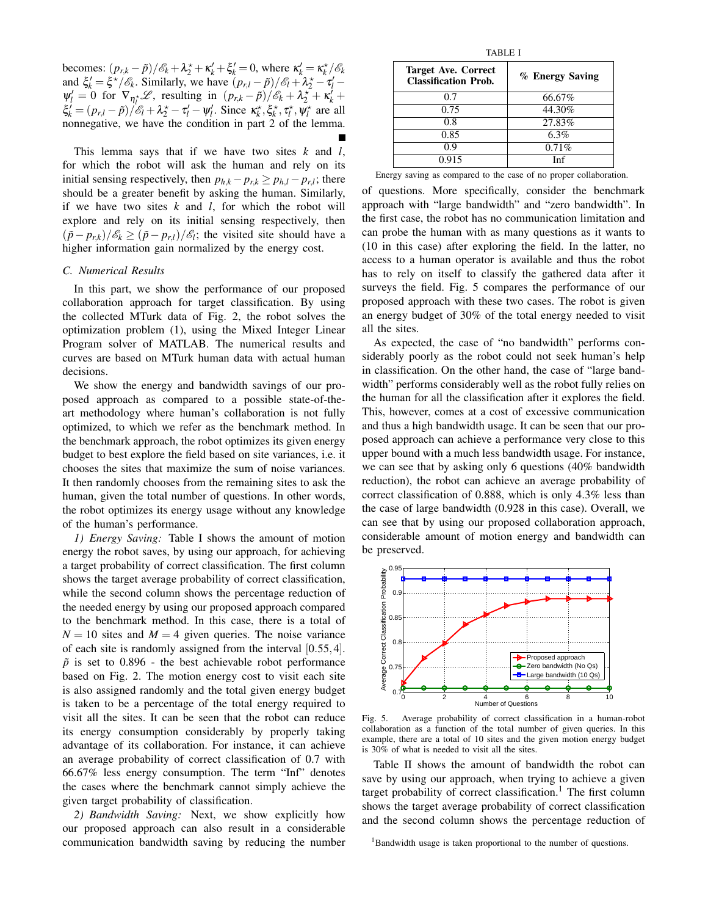becomes: $(p_{r,k} - \tilde{p})/\mathscr{E}_k + \lambda_2^\star + \kappa_k' + \xi_k' = 0$, where $\kappa_k' = \kappa_k^\star/\mathscr{E}_k$ and $\xi_k' = \xi^\star/\mathscr{E}_k$. Similarly, we have $(p_{r,l} - \tilde{p})/\mathscr{E}_l + \lambda_2^\star - \tau_l' - \psi_l' = 0$ for $\nabla_{\eta_l^\star}\mathscr{L}$, resulting in $(p_{r,k} - \tilde{p})/\mathscr{E}_k + \lambda_2^\star + \kappa_k' + \xi_k' = (p_{r,l} - \tilde{p})/\mathscr{E}_l + \lambda_2^\star - \tau_l' - \psi_l'$. Since $\kappa_k^\star, \xi_k^\star, \tau_l^\star, \psi_l^\star$ are all nonnegative, we have the condition in part 2 of the lemma. ■

This lemma says that if we have two sites $k$ and $l$, for which the robot will ask the human and rely on its initial sensing respectively, then $p_{h,k} - p_{r,k} \geq p_{h,l} - p_{r,l}$; there should be a greater benefit by asking the human. Similarly, if we have two sites $k$ and $l$, for which the robot will explore and rely on its initial sensing respectively, then $(\tilde{p} - p_{r,k})/\mathscr{E}_k \geq (\tilde{p} - p_{r,l})/\mathscr{E}_l$; the visited site should have a higher information gain normalized by the energy cost.

### C. Numerical Results

In this part, we show the performance of our proposed collaboration approach for target classification. By using the collected MTurk data of Fig. 2, the robot solves the optimization problem (1), using the Mixed Integer Linear Program solver of MATLAB. The numerical results and curves are based on MTurk human data with actual human decisions.

We show the energy and bandwidth savings of our proposed approach as compared to a possible state-of-the-art methodology where human's collaboration is not fully optimized, to which we refer as the benchmark method. In the benchmark approach, the robot optimizes its given energy budget to best explore the field based on site variances, i.e. it chooses the sites that maximize the sum of noise variances. It then randomly chooses from the remaining sites to ask the human, given the total number of questions. In other words, the robot optimizes its energy usage without any knowledge of the human's performance.

*1) Energy Saving:* Table I shows the amount of motion energy the robot saves, by using our approach, for achieving a target probability of correct classification. The first column shows the target average probability of correct classification, while the second column shows the percentage reduction of the needed energy by using our proposed approach compared to the benchmark method. In this case, there is a total of $N = 10$ sites and $M = 4$ given queries. The noise variance of each site is randomly assigned from the interval $[0.55, 4]$. $\tilde{p}$ is set to 0.896 - the best achievable robot performance based on Fig. 2. The motion energy cost to visit each site is also assigned randomly and the total given energy budget is taken to be a percentage of the total energy required to visit all the sites. It can be seen that the robot can reduce its energy consumption considerably by properly taking advantage of its collaboration. For instance, it can achieve an average probability of correct classification of 0.7 with 66.67% less energy consumption. The term "Inf" denotes the cases where the benchmark cannot simply achieve the given target probability of classification.

*2) Bandwidth Saving:* Next, we show explicitly how our proposed approach can also result in a considerable communication bandwidth saving by reducing the number of questions. More specifically, consider the benchmark approach with "large bandwidth" and "zero bandwidth". In the first case, the robot has no communication limitation and can probe the human with as many questions as it wants to (10 in this case) after exploring the field. In the latter, no access to a human operator is available and thus the robot has to rely on itself to classify the gathered data after it surveys the field. Fig. 5 compares the performance of our proposed approach with these two cases. The robot is given an energy budget of 30% of the total energy needed to visit all the sites.

TABLE I

| Target Ave. Correct Classification Prob. | % Energy Saving |
|---|---|
| 0.7 | 66.67% |
| 0.75 | 44.30% |
| 0.8 | 27.83% |
| 0.85 | 6.3% |
| 0.9 | 0.71% |
| 0.915 | Inf |

Energy saving as compared to the case of no proper collaboration.

As expected, the case of "no bandwidth" performs considerably poorly as the robot could not seek human's help in classification. On the other hand, the case of "large bandwidth" performs considerably well as the robot fully relies on the human for all the classification after it explores the field. This, however, comes at a cost of excessive communication and thus a high bandwidth usage. It can be seen that our proposed approach can achieve a performance very close to this upper bound with a much less bandwidth usage. For instance, we can see that by asking only 6 questions (40% bandwidth reduction), the robot can achieve an average probability of correct classification of 0.888, which is only 4.3% less than the case of large bandwidth (0.928 in this case). Overall, we can see that by using our proposed collaboration approach, considerable amount of motion energy and bandwidth can be preserved.

Fig. 5. Average probability of correct classification in a human-robot collaboration as a function of the total number of given queries. In this example, there are a total of 10 sites and the given motion energy budget is 30% of what is needed to visit all the sites.

Table II shows the amount of bandwidth the robot can save by using our approach, when trying to achieve a given target probability of correct classification.[1] The first column shows the target average probability of correct classification and the second column shows the percentage reduction of

[1] Bandwidth usage is taken proportional to the number of questions.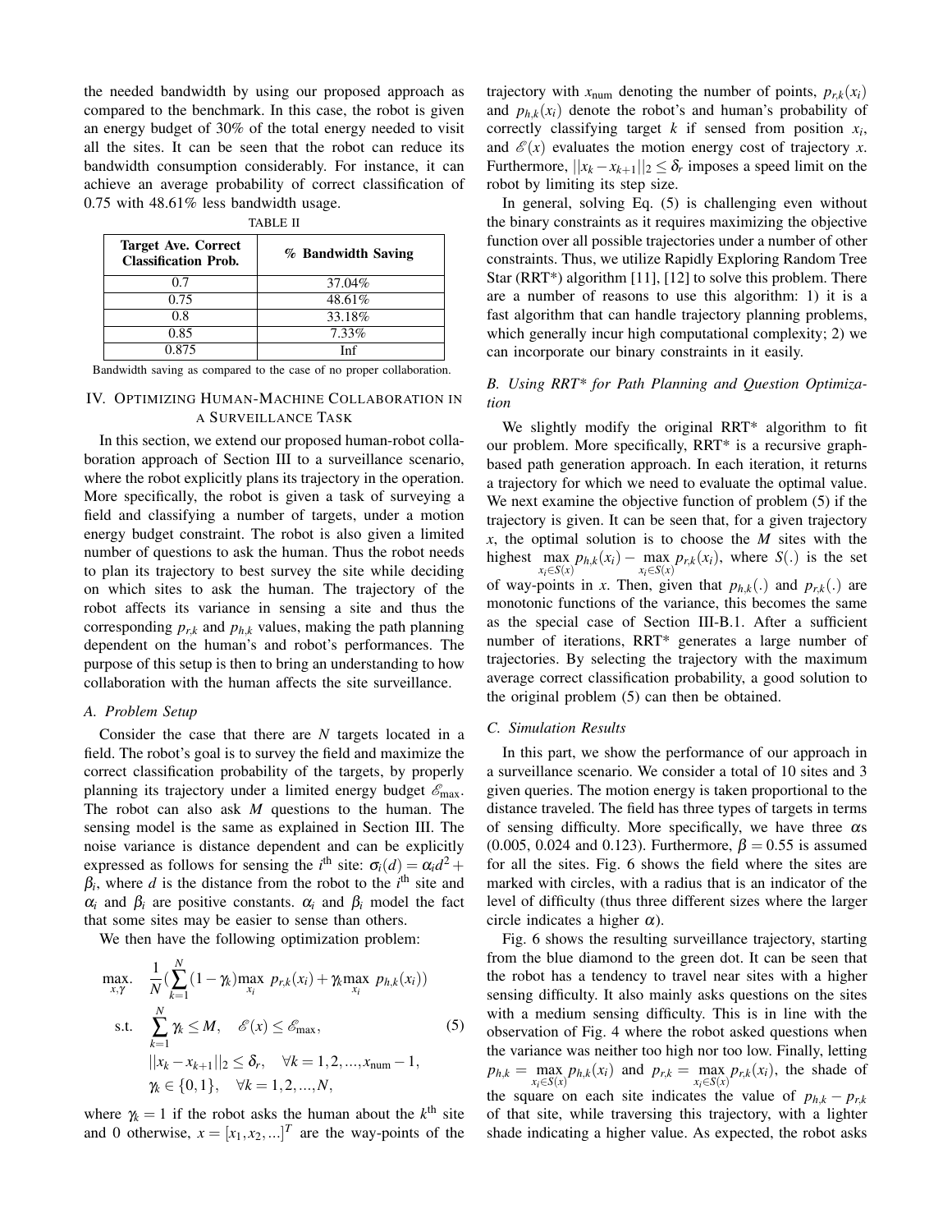the needed bandwidth by using our proposed approach as compared to the benchmark. In this case, the robot is given an energy budget of 30% of the total energy needed to visit all the sites. It can be seen that the robot can reduce its bandwidth consumption considerably. For instance, it can achieve an average probability of correct classification of 0.75 with 48.61% less bandwidth usage.

TABLE II

| Target Ave. Correct Classification Prob. | % Bandwidth Saving |
|---|---|
| 0.7 | 37.04% |
| 0.75 | 48.61% |
| 0.8 | 33.18% |
| 0.85 | 7.33% |
| 0.875 | Inf |

Bandwidth saving as compared to the case of no proper collaboration.

## IV. Optimizing Human-Machine Collaboration in a Surveillance Task

In this section, we extend our proposed human-robot collaboration approach of Section III to a surveillance scenario, where the robot explicitly plans its trajectory in the operation. More specifically, the robot is given a task of surveying a field and classifying a number of targets, under a motion energy budget constraint. The robot is also given a limited number of questions to ask the human. Thus the robot needs to plan its trajectory to best survey the site while deciding on which sites to ask the human. The trajectory of the robot affects its variance in sensing a site and thus the corresponding $p_{r,k}$ and $p_{h,k}$ values, making the path planning dependent on the human's and robot's performances. The purpose of this setup is then to bring an understanding to how collaboration with the human affects the site surveillance.

### A. Problem Setup

Consider the case that there are $N$ targets located in a field. The robot's goal is to survey the field and maximize the correct classification probability of the targets, by properly planning its trajectory under a limited energy budget $\mathscr{E}_{\max}$. The robot can also ask $M$ questions to the human. The sensing model is the same as explained in Section III. The noise variance is distance dependent and can be explicitly expressed as follows for sensing the $i^{\text{th}}$ site: $\sigma_i(d) = \alpha_i d^2 + \beta_i$, where $d$ is the distance from the robot to the $i^{\text{th}}$ site and $\alpha_i$ and $\beta_i$ are positive constants. $\alpha_i$ and $\beta_i$ model the fact that some sites may be easier to sense than others.

We then have the following optimization problem:

$$
\begin{aligned}
\max_{x,\gamma}.\quad & \frac{1}{N}\Big(\sum_{k=1}^{N}(1-\gamma_k)\max_{x_i}\ p_{r,k}(x_i) + \gamma_k \max_{x_i}\ p_{h,k}(x_i)\Big) \\
\text{s.t.}\quad & \sum_{k=1}^{N}\gamma_k \le M, \quad \mathscr{E}(x) \le \mathscr{E}_{\max}, \\
& ||x_k - x_{k+1}||_2 \le \delta_r, \quad \forall k = 1,2,...,x_{\text{num}}-1, \\
& \gamma_k \in \{0,1\}, \quad \forall k = 1,2,...,N,
\end{aligned}
\tag{5}
$$

where $\gamma_k = 1$ if the robot asks the human about the $k^{\text{th}}$ site and 0 otherwise, $x = [x_1, x_2, ...]^T$ are the way-points of the trajectory with $x_{\text{num}}$ denoting the number of points, $p_{r,k}(x_i)$ and $p_{h,k}(x_i)$ denote the robot's and human's probability of correctly classifying target $k$ if sensed from position $x_i$, and $\mathscr{E}(x)$ evaluates the motion energy cost of trajectory $x$. Furthermore, $||x_k - x_{k+1}||_2 \le \delta_r$ imposes a speed limit on the robot by limiting its step size.

In general, solving Eq. (5) is challenging even without the binary constraints as it requires maximizing the objective function over all possible trajectories under a number of other constraints. Thus, we utilize Rapidly Exploring Random Tree Star (RRT*) algorithm [11], [12] to solve this problem. There are a number of reasons to use this algorithm: 1) it is a fast algorithm that can handle trajectory planning problems, which generally incur high computational complexity; 2) we can incorporate our binary constraints in it easily.

### B. Using RRT* for Path Planning and Question Optimization

We slightly modify the original RRT* algorithm to fit our problem. More specifically, RRT* is a recursive graph-based path generation approach. In each iteration, it returns a trajectory for which we need to evaluate the optimal value. We next examine the objective function of problem (5) if the trajectory is given. It can be seen that, for a given trajectory $x$, the optimal solution is to choose the $M$ sites with the highest $\max_{x_i \in S(x)} p_{h,k}(x_i) - \max_{x_i \in S(x)} p_{r,k}(x_i)$, where $S(.)$ is the set of way-points in $x$. Then, given that $p_{h,k}(.)$ and $p_{r,k}(.)$ are monotonic functions of the variance, this becomes the same as the special case of Section III-B.1. After a sufficient number of iterations, RRT* generates a large number of trajectories. By selecting the trajectory with the maximum average correct classification probability, a good solution to the original problem (5) can then be obtained.

### C. Simulation Results

In this part, we show the performance of our approach in a surveillance scenario. We consider a total of 10 sites and 3 given queries. The motion energy is taken proportional to the distance traveled. The field has three types of targets in terms of sensing difficulty. More specifically, we have three $\alpha$s (0.005, 0.024 and 0.123). Furthermore, $\beta = 0.55$ is assumed for all the sites. Fig. 6 shows the field where the sites are marked with circles, with a radius that is an indicator of the level of difficulty (thus three different sizes where the larger circle indicates a higher $\alpha$).

Fig. 6 shows the resulting surveillance trajectory, starting from the blue diamond to the green dot. It can be seen that the robot has a tendency to travel near sites with a higher sensing difficulty. It also mainly asks questions on the sites with a medium sensing difficulty. This is in line with the observation of Fig. 4 where the robot asked questions when the variance was neither too high nor too low. Finally, letting $p_{h,k} = \max_{x_i \in S(x)} p_{h,k}(x_i)$ and $p_{r,k} = \max_{x_i \in S(x)} p_{r,k}(x_i)$, the shade of the square on each site indicates the value of $p_{h,k} - p_{r,k}$ of that site, while traversing this trajectory, with a lighter shade indicating a higher value. As expected, the robot asks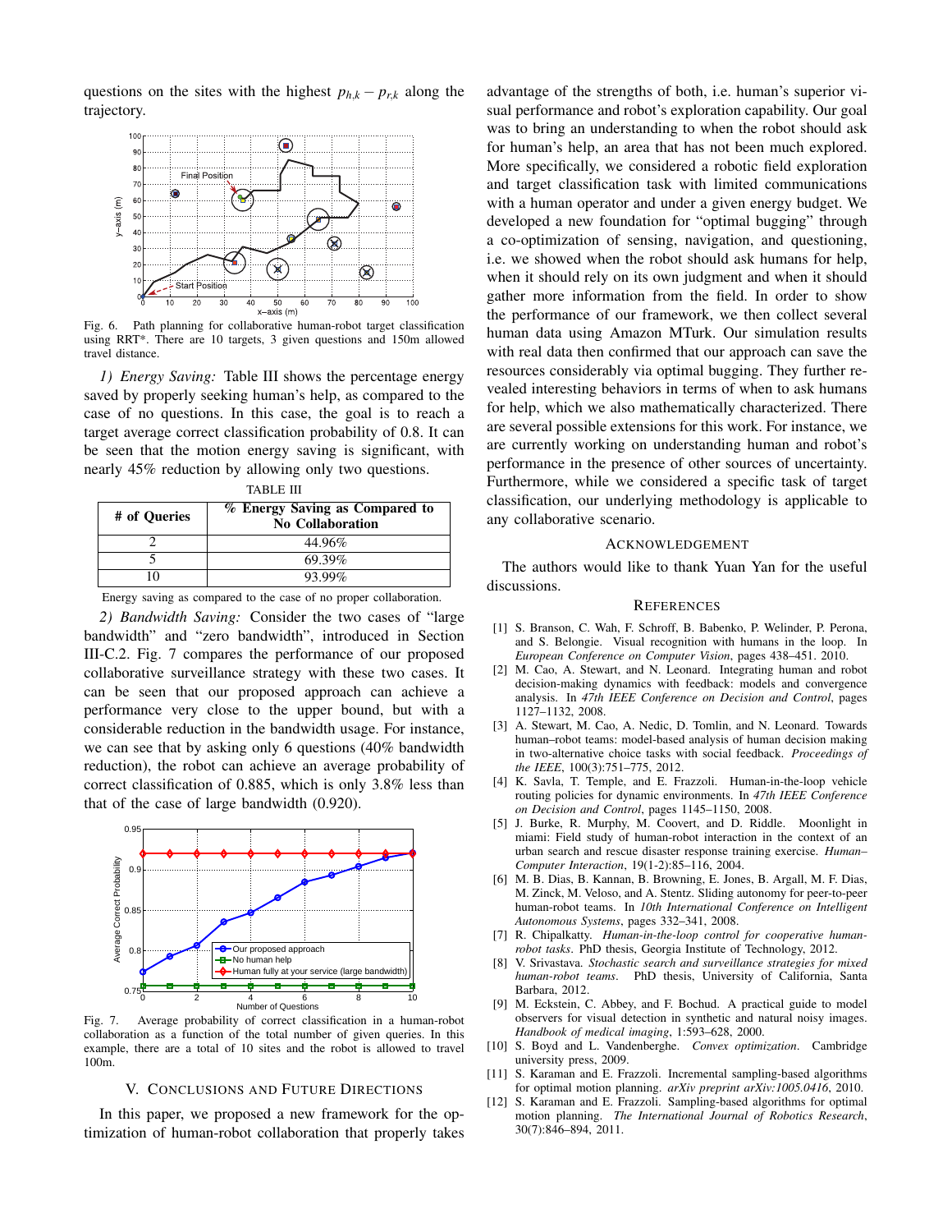questions on the sites with the highest $p_{h,k} - p_{r,k}$ along the trajectory.

100
90
80
70
60
50
40
30
20
10
0
y–axis (m)
0 10 20 30 40 50 60 70 80 90 100
x–axis (m)
Final Position
Start Position

Fig. 6. Path planning for collaborative human-robot target classification using RRT*. There are 10 targets, 3 given questions and 150m allowed travel distance.

*1) Energy Saving:* Table III shows the percentage energy saved by properly seeking human's help, as compared to the case of no questions. In this case, the goal is to reach a target average correct classification probability of 0.8. It can be seen that the motion energy saving is significant, with nearly 45% reduction by allowing only two questions.

TABLE III

| # of Queries | % Energy Saving as Compared to No Collaboration |
|---|---|
| 2 | 44.96% |
| 5 | 69.39% |
| 10 | 93.99% |

Energy saving as compared to the case of no proper collaboration.

*2) Bandwidth Saving:* Consider the two cases of "large bandwidth" and "zero bandwidth", introduced in Section III-C.2. Fig. 7 compares the performance of our proposed collaborative surveillance strategy with these two cases. It can be seen that our proposed approach can achieve a performance very close to the upper bound, but with a considerable reduction in the bandwidth usage. For instance, we can see that by asking only 6 questions (40% bandwidth reduction), the robot can achieve an average probability of correct classification of 0.885, which is only 3.8% less than that of the case of large bandwidth (0.920).

0.95
0.9
0.85
0.8
0.75
Average Correct Probability
0 2 4 6 8 10
Number of Questions
Our proposed approach
No human help
Human fully at your service (large bandwidth)

Fig. 7. Average probability of correct classification in a human-robot collaboration as a function of the total number of given queries. In this example, there are a total of 10 sites and the robot is allowed to travel 100m.

## V. Conclusions and Future Directions

In this paper, we proposed a new framework for the optimization of human-robot collaboration that properly takes advantage of the strengths of both, i.e. human's superior visual performance and robot's exploration capability. Our goal was to bring an understanding to when the robot should ask for human's help, an area that has not been much explored. More specifically, we considered a robotic field exploration and target classification task with limited communications with a human operator and under a given energy budget. We developed a new foundation for "optimal bugging" through a co-optimization of sensing, navigation, and questioning, i.e. we showed when the robot should ask humans for help, when it should rely on its own judgment and when it should gather more information from the field. In order to show the performance of our framework, we then collect several human data using Amazon MTurk. Our simulation results with real data then confirmed that our approach can save the resources considerably via optimal bugging. They further revealed interesting behaviors in terms of when to ask humans for help, which we also mathematically characterized. There are several possible extensions for this work. For instance, we are currently working on understanding human and robot's performance in the presence of other sources of uncertainty. Furthermore, while we considered a specific task of target classification, our underlying methodology is applicable to any collaborative scenario.

## Acknowledgement

The authors would like to thank Yuan Yan for the useful discussions.

## References

[1] S. Branson, C. Wah, F. Schroff, B. Babenko, P. Welinder, P. Perona, and S. Belongie. Visual recognition with humans in the loop. In *European Conference on Computer Vision*, pages 438–451. 2010.

[2] M. Cao, A. Stewart, and N. Leonard. Integrating human and robot decision-making dynamics with feedback: models and convergence analysis. In *47th IEEE Conference on Decision and Control*, pages 1127–1132, 2008.

[3] A. Stewart, M. Cao, A. Nedic, D. Tomlin, and N. Leonard. Towards human–robot teams: model-based analysis of human decision making in two-alternative choice tasks with social feedback. *Proceedings of the IEEE*, 100(3):751–775, 2012.

[4] K. Savla, T. Temple, and E. Frazzoli. Human-in-the-loop vehicle routing policies for dynamic environments. In *47th IEEE Conference on Decision and Control*, pages 1145–1150, 2008.

[5] J. Burke, R. Murphy, M. Coovert, and D. Riddle. Moonlight in miami: Field study of human-robot interaction in the context of an urban search and rescue disaster response training exercise. *Human–Computer Interaction*, 19(1-2):85–116, 2004.

[6] M. B. Dias, B. Kannan, B. Browning, E. Jones, B. Argall, M. F. Dias, M. Zinck, M. Veloso, and A. Stentz. Sliding autonomy for peer-to-peer human-robot teams. In *10th International Conference on Intelligent Autonomous Systems*, pages 332–341, 2008.

[7] R. Chipalkatty. *Human-in-the-loop control for cooperative human-robot tasks*. PhD thesis, Georgia Institute of Technology, 2012.

[8] V. Srivastava. *Stochastic search and surveillance strategies for mixed human-robot teams*. PhD thesis, University of California, Santa Barbara, 2012.

[9] M. Eckstein, C. Abbey, and F. Bochud. A practical guide to model observers for visual detection in synthetic and natural noisy images. *Handbook of medical imaging*, 1:593–628, 2000.

[10] S. Boyd and L. Vandenberghe. *Convex optimization*. Cambridge university press, 2009.

[11] S. Karaman and E. Frazzoli. Incremental sampling-based algorithms for optimal motion planning. *arXiv preprint arXiv:1005.0416*, 2010.

[12] S. Karaman and E. Frazzoli. Sampling-based algorithms for optimal motion planning. *The International Journal of Robotics Research*, 30(7):846–894, 2011.